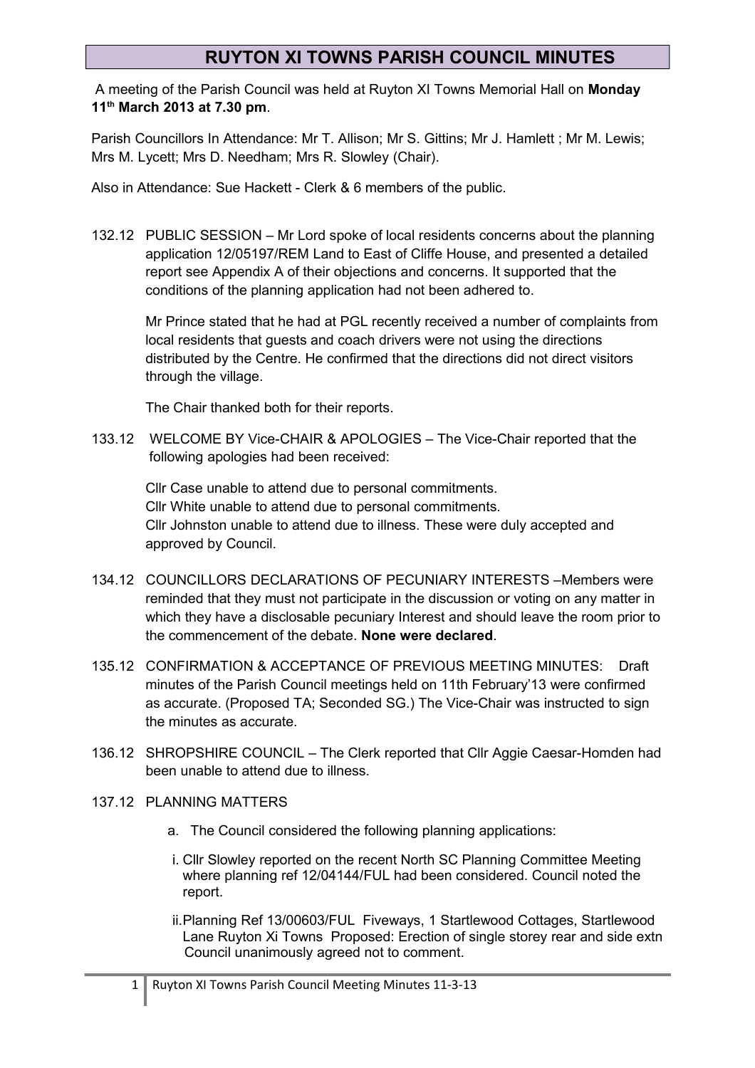# RUYTON XI TOWNS PARISH COUNCIL MINUTES

A meeting of the Parish Council was held at Ruyton XI Towns Memorial Hall on **Monday 11th March 2013 at 7.30 pm**.

Parish Councillors In Attendance: Mr T. Allison; Mr S. Gittins; Mr J. Hamlett ; Mr M. Lewis; Mrs M. Lycett; Mrs D. Needham; Mrs R. Slowley (Chair).

Also in Attendance: Sue Hackett - Clerk & 6 members of the public.

132.12 PUBLIC SESSION – Mr Lord spoke of local residents concerns about the planning application 12/05197/REM Land to East of Cliffe House, and presented a detailed report see Appendix A of their objections and concerns. It supported that the conditions of the planning application had not been adhered to.

Mr Prince stated that he had at PGL recently received a number of complaints from local residents that guests and coach drivers were not using the directions distributed by the Centre. He confirmed that the directions did not direct visitors through the village.

The Chair thanked both for their reports.

133.12 WELCOME BY Vice-CHAIR & APOLOGIES – The Vice-Chair reported that the following apologies had been received:

Cllr Case unable to attend due to personal commitments.
Cllr White unable to attend due to personal commitments.
Cllr Johnston unable to attend due to illness. These were duly accepted and approved by Council.

134.12 COUNCILLORS DECLARATIONS OF PECUNIARY INTERESTS –Members were reminded that they must not participate in the discussion or voting on any matter in which they have a disclosable pecuniary Interest and should leave the room prior to the commencement of the debate. **None were declared**.

135.12 CONFIRMATION & ACCEPTANCE OF PREVIOUS MEETING MINUTES: Draft minutes of the Parish Council meetings held on 11th February'13 were confirmed as accurate. (Proposed TA; Seconded SG.) The Vice-Chair was instructed to sign the minutes as accurate.

136.12 SHROPSHIRE COUNCIL – The Clerk reported that Cllr Aggie Caesar-Homden had been unable to attend due to illness.

137.12 PLANNING MATTERS

a. The Council considered the following planning applications:

i. Cllr Slowley reported on the recent North SC Planning Committee Meeting where planning ref 12/04144/FUL had been considered. Council noted the report.

ii. Planning Ref 13/00603/FUL Fiveways, 1 Startlewood Cottages, Startlewood Lane Ruyton Xi Towns Proposed: Erection of single storey rear and side extn Council unanimously agreed not to comment.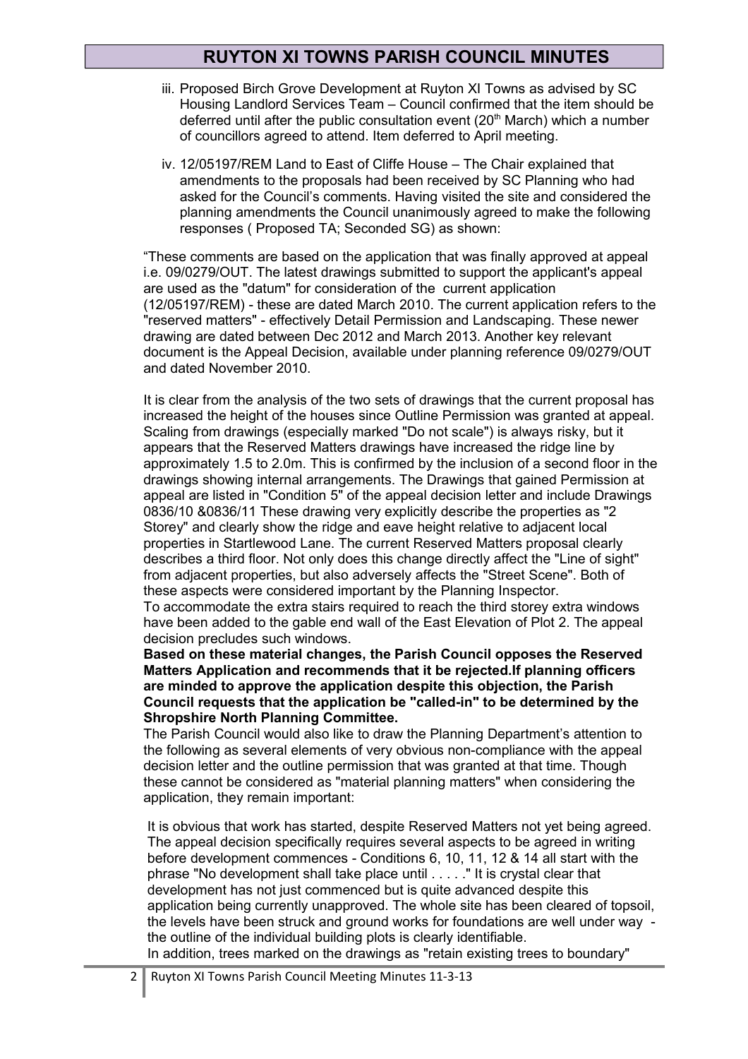iii. Proposed Birch Grove Development at Ruyton XI Towns as advised by SC Housing Landlord Services Team – Council confirmed that the item should be deferred until after the public consultation event (20th March) which a number of councillors agreed to attend. Item deferred to April meeting.

iv. 12/05197/REM Land to East of Cliffe House – The Chair explained that amendments to the proposals had been received by SC Planning who had asked for the Council's comments. Having visited the site and considered the planning amendments the Council unanimously agreed to make the following responses ( Proposed TA; Seconded SG) as shown:

"These comments are based on the application that was finally approved at appeal i.e. 09/0279/OUT. The latest drawings submitted to support the applicant's appeal are used as the "datum" for consideration of the current application (12/05197/REM) - these are dated March 2010. The current application refers to the "reserved matters" - effectively Detail Permission and Landscaping. These newer drawing are dated between Dec 2012 and March 2013. Another key relevant document is the Appeal Decision, available under planning reference 09/0279/OUT and dated November 2010.

It is clear from the analysis of the two sets of drawings that the current proposal has increased the height of the houses since Outline Permission was granted at appeal. Scaling from drawings (especially marked "Do not scale") is always risky, but it appears that the Reserved Matters drawings have increased the ridge line by approximately 1.5 to 2.0m. This is confirmed by the inclusion of a second floor in the drawings showing internal arrangements. The Drawings that gained Permission at appeal are listed in "Condition 5" of the appeal decision letter and include Drawings 0836/10 &0836/11 These drawing very explicitly describe the properties as "2 Storey" and clearly show the ridge and eave height relative to adjacent local properties in Startlewood Lane. The current Reserved Matters proposal clearly describes a third floor. Not only does this change directly affect the "Line of sight" from adjacent properties, but also adversely affects the "Street Scene". Both of these aspects were considered important by the Planning Inspector.
To accommodate the extra stairs required to reach the third storey extra windows have been added to the gable end wall of the East Elevation of Plot 2. The appeal decision precludes such windows.
**Based on these material changes, the Parish Council opposes the Reserved Matters Application and recommends that it be rejected.If planning officers are minded to approve the application despite this objection, the Parish Council requests that the application be "called-in" to be determined by the Shropshire North Planning Committee.**
The Parish Council would also like to draw the Planning Department's attention to the following as several elements of very obvious non-compliance with the appeal decision letter and the outline permission that was granted at that time. Though these cannot be considered as "material planning matters" when considering the application, they remain important:

It is obvious that work has started, despite Reserved Matters not yet being agreed. The appeal decision specifically requires several aspects to be agreed in writing before development commences - Conditions 6, 10, 11, 12 & 14 all start with the phrase "No development shall take place until . . . . ." It is crystal clear that development has not just commenced but is quite advanced despite this application being currently unapproved. The whole site has been cleared of topsoil, the levels have been struck and ground works for foundations are well under way - the outline of the individual building plots is clearly identifiable.
In addition, trees marked on the drawings as "retain existing trees to boundary"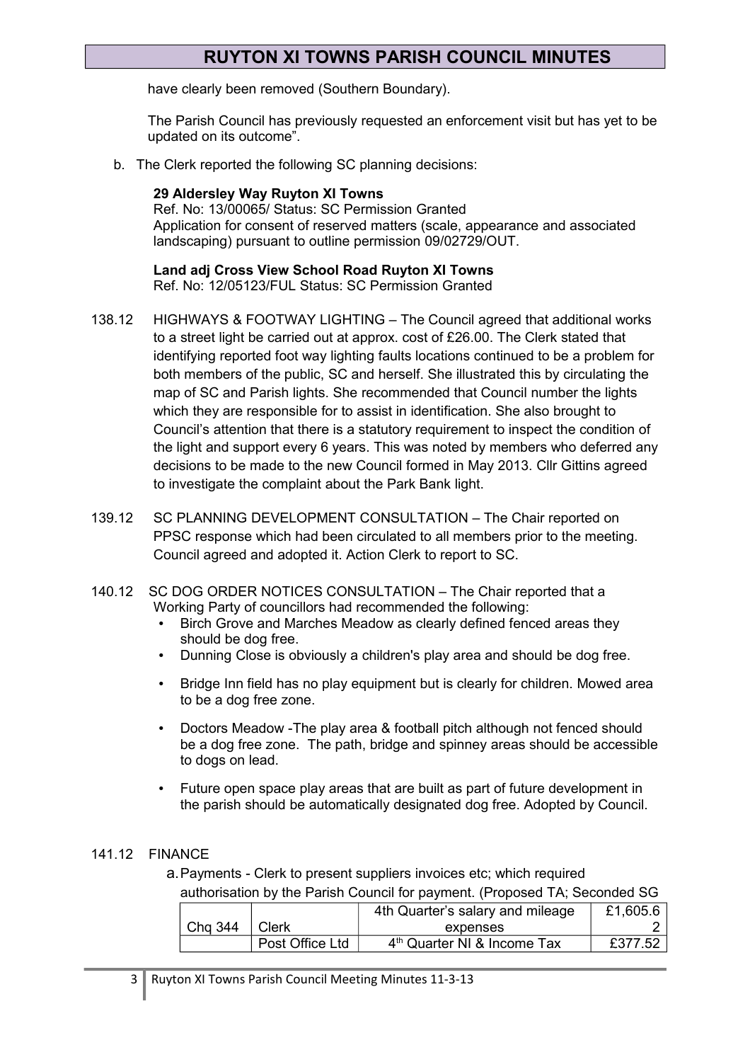have clearly been removed (Southern Boundary).

The Parish Council has previously requested an enforcement visit but has yet to be updated on its outcome".

b. The Clerk reported the following SC planning decisions:

**29 Aldersley Way Ruyton XI Towns**
Ref. No: 13/00065/ Status: SC Permission Granted
Application for consent of reserved matters (scale, appearance and associated landscaping) pursuant to outline permission 09/02729/OUT.

**Land adj Cross View School Road Ruyton XI Towns**
Ref. No: 12/05123/FUL Status: SC Permission Granted

138.12 HIGHWAYS & FOOTWAY LIGHTING – The Council agreed that additional works to a street light be carried out at approx. cost of £26.00. The Clerk stated that identifying reported foot way lighting faults locations continued to be a problem for both members of the public, SC and herself. She illustrated this by circulating the map of SC and Parish lights. She recommended that Council number the lights which they are responsible for to assist in identification. She also brought to Council's attention that there is a statutory requirement to inspect the condition of the light and support every 6 years. This was noted by members who deferred any decisions to be made to the new Council formed in May 2013. Cllr Gittins agreed to investigate the complaint about the Park Bank light.

139.12 SC PLANNING DEVELOPMENT CONSULTATION – The Chair reported on PPSC response which had been circulated to all members prior to the meeting. Council agreed and adopted it. Action Clerk to report to SC.

140.12 SC DOG ORDER NOTICES CONSULTATION – The Chair reported that a Working Party of councillors had recommended the following:

- Birch Grove and Marches Meadow as clearly defined fenced areas they should be dog free.
- Dunning Close is obviously a children's play area and should be dog free.
- Bridge Inn field has no play equipment but is clearly for children. Mowed area to be a dog free zone.
- Doctors Meadow -The play area & football pitch although not fenced should be a dog free zone. The path, bridge and spinney areas should be accessible to dogs on lead.
- Future open space play areas that are built as part of future development in the parish should be automatically designated dog free. Adopted by Council.

141.12 FINANCE

a. Payments - Clerk to present suppliers invoices etc; which required authorisation by the Parish Council for payment. (Proposed TA; Seconded SG

| | | | |
|---|---|---|---|
| Chq 344 | Clerk | 4th Quarter's salary and mileage expenses | £1,605.62 |
| | Post Office Ltd | 4th Quarter NI & Income Tax | £377.52 |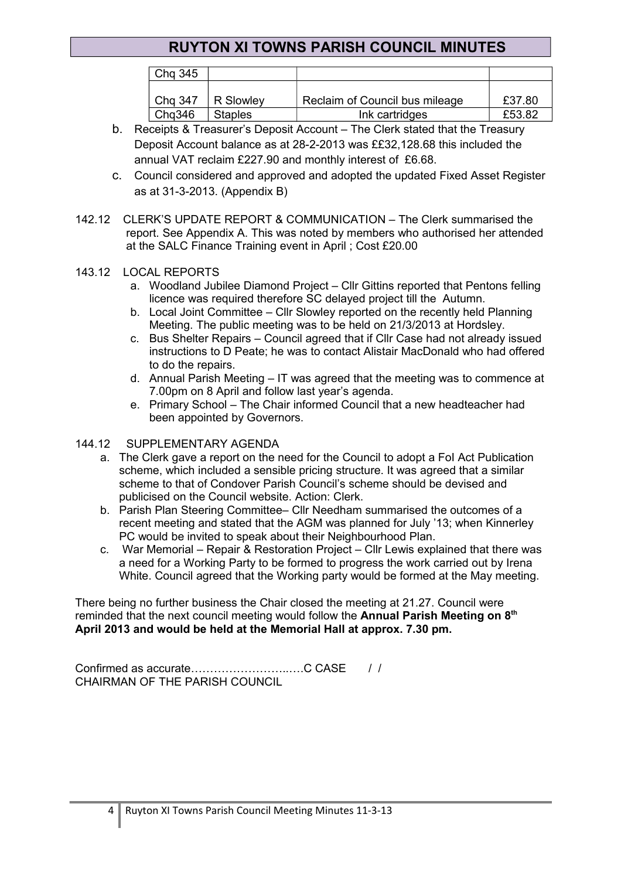# RUYTON XI TOWNS PARISH COUNCIL MINUTES

| | | | |
|---|---|---|---|
| Chq 345 | | | |
| Chq 347 | R Slowley | Reclaim of Council bus mileage | £37.80 |
| Chq346 | Staples | Ink cartridges | £53.82 |

b. Receipts & Treasurer's Deposit Account – The Clerk stated that the Treasury Deposit Account balance as at 28-2-2013 was ££32,128.68 this included the annual VAT reclaim £227.90 and monthly interest of £6.68.

c. Council considered and approved and adopted the updated Fixed Asset Register as at 31-3-2013. (Appendix B)

142.12 CLERK'S UPDATE REPORT & COMMUNICATION – The Clerk summarised the report. See Appendix A. This was noted by members who authorised her attended at the SALC Finance Training event in April ; Cost £20.00

143.12 LOCAL REPORTS

a. Woodland Jubilee Diamond Project – Cllr Gittins reported that Pentons felling licence was required therefore SC delayed project till the Autumn.
b. Local Joint Committee – Cllr Slowley reported on the recently held Planning Meeting. The public meeting was to be held on 21/3/2013 at Hordsley.
c. Bus Shelter Repairs – Council agreed that if Cllr Case had not already issued instructions to D Peate; he was to contact Alistair MacDonald who had offered to do the repairs.
d. Annual Parish Meeting – IT was agreed that the meeting was to commence at 7.00pm on 8 April and follow last year's agenda.
e. Primary School – The Chair informed Council that a new headteacher had been appointed by Governors.

144.12 SUPPLEMENTARY AGENDA

a. The Clerk gave a report on the need for the Council to adopt a FoI Act Publication scheme, which included a sensible pricing structure. It was agreed that a similar scheme to that of Condover Parish Council's scheme should be devised and publicised on the Council website. Action: Clerk.
b. Parish Plan Steering Committee– Cllr Needham summarised the outcomes of a recent meeting and stated that the AGM was planned for July '13; when Kinnerley PC would be invited to speak about their Neighbourhood Plan.
c. War Memorial – Repair & Restoration Project – Cllr Lewis explained that there was a need for a Working Party to be formed to progress the work carried out by Irena White. Council agreed that the Working party would be formed at the May meeting.

There being no further business the Chair closed the meeting at 21.27. Council were reminded that the next council meeting would follow the **Annual Parish Meeting on 8th April 2013 and would be held at the Memorial Hall at approx. 7.30 pm.**

Confirmed as accurate……………………..….C CASE / /
CHAIRMAN OF THE PARISH COUNCIL